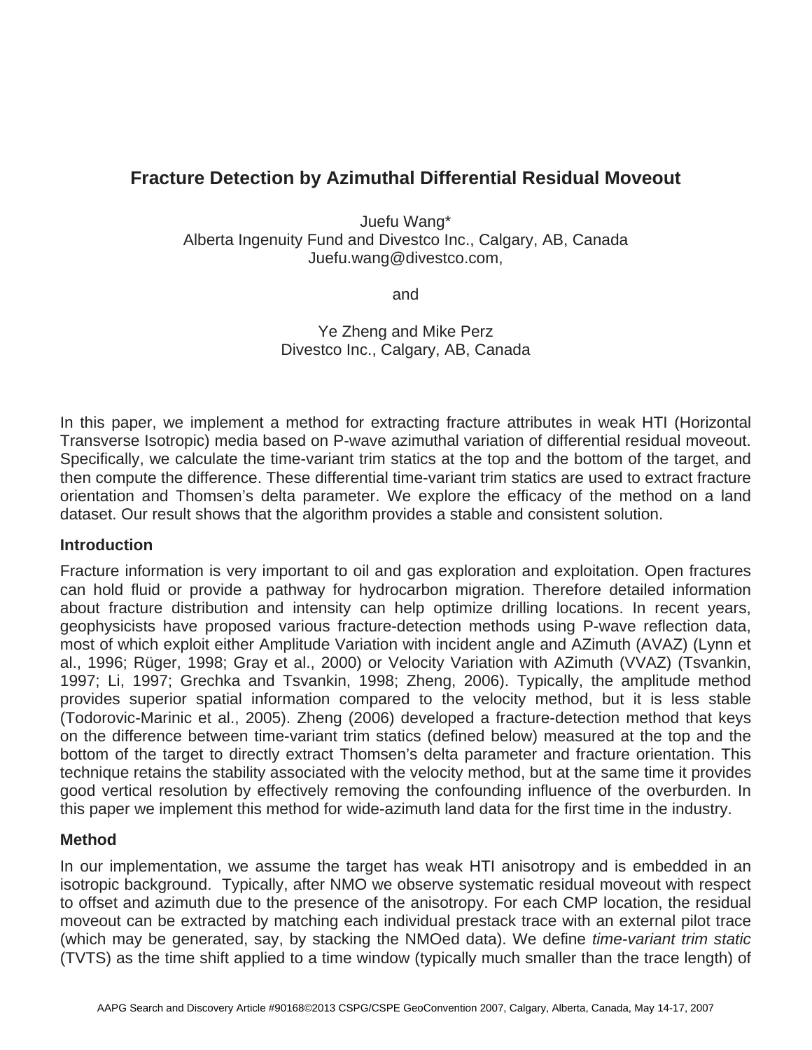# Fracture Detection by Azimuthal Differential Residual Moveout

Juefu Wang*
Alberta Ingenuity Fund and Divestco Inc., Calgary, AB, Canada
Juefu.wang@divestco.com,

and

Ye Zheng and Mike Perz
Divestco Inc., Calgary, AB, Canada

In this paper, we implement a method for extracting fracture attributes in weak HTI (Horizontal Transverse Isotropic) media based on P-wave azimuthal variation of differential residual moveout. Specifically, we calculate the time-variant trim statics at the top and the bottom of the target, and then compute the difference. These differential time-variant trim statics are used to extract fracture orientation and Thomsen's delta parameter. We explore the efficacy of the method on a land dataset. Our result shows that the algorithm provides a stable and consistent solution.

## Introduction

Fracture information is very important to oil and gas exploration and exploitation. Open fractures can hold fluid or provide a pathway for hydrocarbon migration. Therefore detailed information about fracture distribution and intensity can help optimize drilling locations. In recent years, geophysicists have proposed various fracture-detection methods using P-wave reflection data, most of which exploit either Amplitude Variation with incident angle and AZimuth (AVAZ) (Lynn et al., 1996; Rüger, 1998; Gray et al., 2000) or Velocity Variation with AZimuth (VVAZ) (Tsvankin, 1997; Li, 1997; Grechka and Tsvankin, 1998; Zheng, 2006). Typically, the amplitude method provides superior spatial information compared to the velocity method, but it is less stable (Todorovic-Marinic et al., 2005). Zheng (2006) developed a fracture-detection method that keys on the difference between time-variant trim statics (defined below) measured at the top and the bottom of the target to directly extract Thomsen's delta parameter and fracture orientation. This technique retains the stability associated with the velocity method, but at the same time it provides good vertical resolution by effectively removing the confounding influence of the overburden. In this paper we implement this method for wide-azimuth land data for the first time in the industry.

## Method

In our implementation, we assume the target has weak HTI anisotropy and is embedded in an isotropic background. Typically, after NMO we observe systematic residual moveout with respect to offset and azimuth due to the presence of the anisotropy. For each CMP location, the residual moveout can be extracted by matching each individual prestack trace with an external pilot trace (which may be generated, say, by stacking the NMOed data). We define *time-variant trim static* (TVTS) as the time shift applied to a time window (typically much smaller than the trace length) of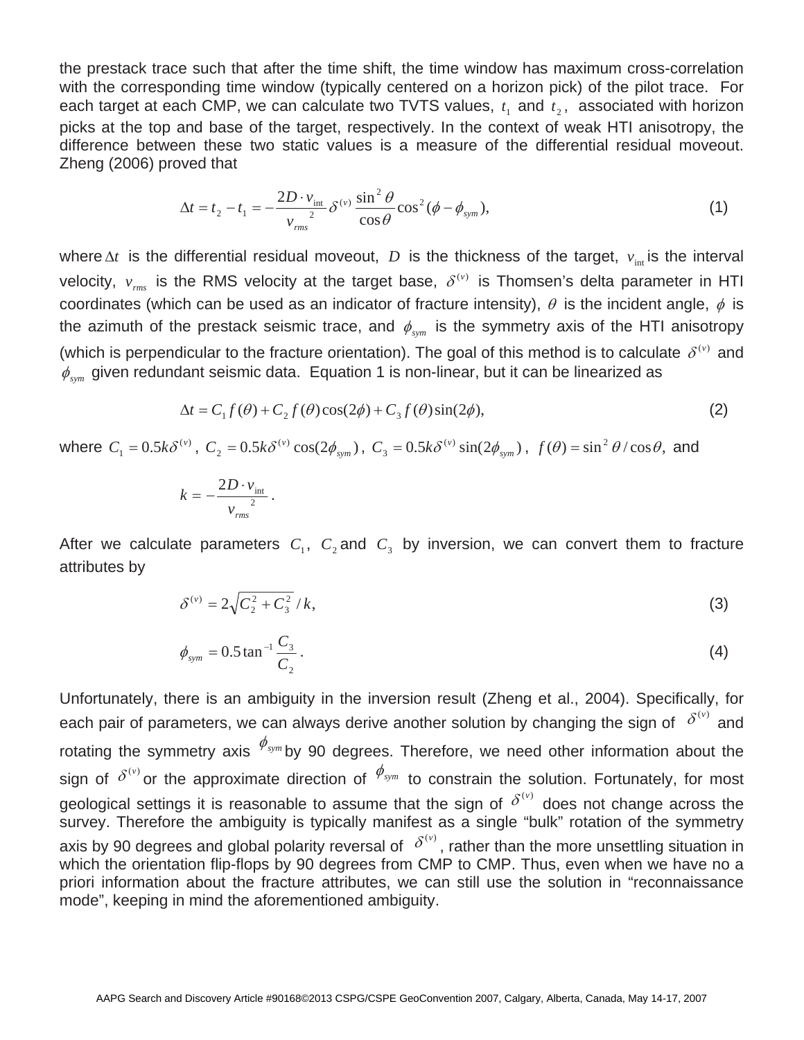the prestack trace such that after the time shift, the time window has maximum cross-correlation with the corresponding time window (typically centered on a horizon pick) of the pilot trace. For each target at each CMP, we can calculate two TVTS values, $t_1$ and $t_2$, associated with horizon picks at the top and base of the target, respectively. In the context of weak HTI anisotropy, the difference between these two static values is a measure of the differential residual moveout. Zheng (2006) proved that

$$\Delta t = t_2 - t_1 = -\frac{2D \cdot v_{\text{int}}}{{v_{rms}}^2} \delta^{(v)} \frac{\sin^2 \theta}{\cos \theta} \cos^2(\phi - \phi_{sym}), \tag{1}$$

where $\Delta t$ is the differential residual moveout, $D$ is the thickness of the target, $v_{\text{int}}$ is the interval velocity, $v_{rms}$ is the RMS velocity at the target base, $\delta^{(v)}$ is Thomsen's delta parameter in HTI coordinates (which can be used as an indicator of fracture intensity), $\theta$ is the incident angle, $\phi$ is the azimuth of the prestack seismic trace, and $\phi_{sym}$ is the symmetry axis of the HTI anisotropy (which is perpendicular to the fracture orientation). The goal of this method is to calculate $\delta^{(v)}$ and $\phi_{sym}$ given redundant seismic data. Equation 1 is non-linear, but it can be linearized as

$$\Delta t = C_1 f(\theta) + C_2 f(\theta)\cos(2\phi) + C_3 f(\theta)\sin(2\phi), \tag{2}$$

where $C_1 = 0.5k\delta^{(v)}$, $C_2 = 0.5k\delta^{(v)}\cos(2\phi_{sym})$, $C_3 = 0.5k\delta^{(v)}\sin(2\phi_{sym})$, $f(\theta) = \sin^2\theta / \cos\theta$, and

$$k = -\frac{2D \cdot v_{\text{int}}}{{v_{rms}}^2}.$$

After we calculate parameters $C_1$, $C_2$ and $C_3$ by inversion, we can convert them to fracture attributes by

$$\delta^{(v)} = 2\sqrt{C_2^2 + C_3^2} / k, \tag{3}$$

$$\phi_{sym} = 0.5\tan^{-1}\frac{C_3}{C_2}. \tag{4}$$

Unfortunately, there is an ambiguity in the inversion result (Zheng et al., 2004). Specifically, for each pair of parameters, we can always derive another solution by changing the sign of $\delta^{(v)}$ and rotating the symmetry axis $\phi_{sym}$ by 90 degrees. Therefore, we need other information about the sign of $\delta^{(v)}$ or the approximate direction of $\phi_{sym}$ to constrain the solution. Fortunately, for most geological settings it is reasonable to assume that the sign of $\delta^{(v)}$ does not change across the survey. Therefore the ambiguity is typically manifest as a single "bulk" rotation of the symmetry axis by 90 degrees and global polarity reversal of $\delta^{(v)}$, rather than the more unsettling situation in which the orientation flip-flops by 90 degrees from CMP to CMP. Thus, even when we have no a priori information about the fracture attributes, we can still use the solution in "reconnaissance mode", keeping in mind the aforementioned ambiguity.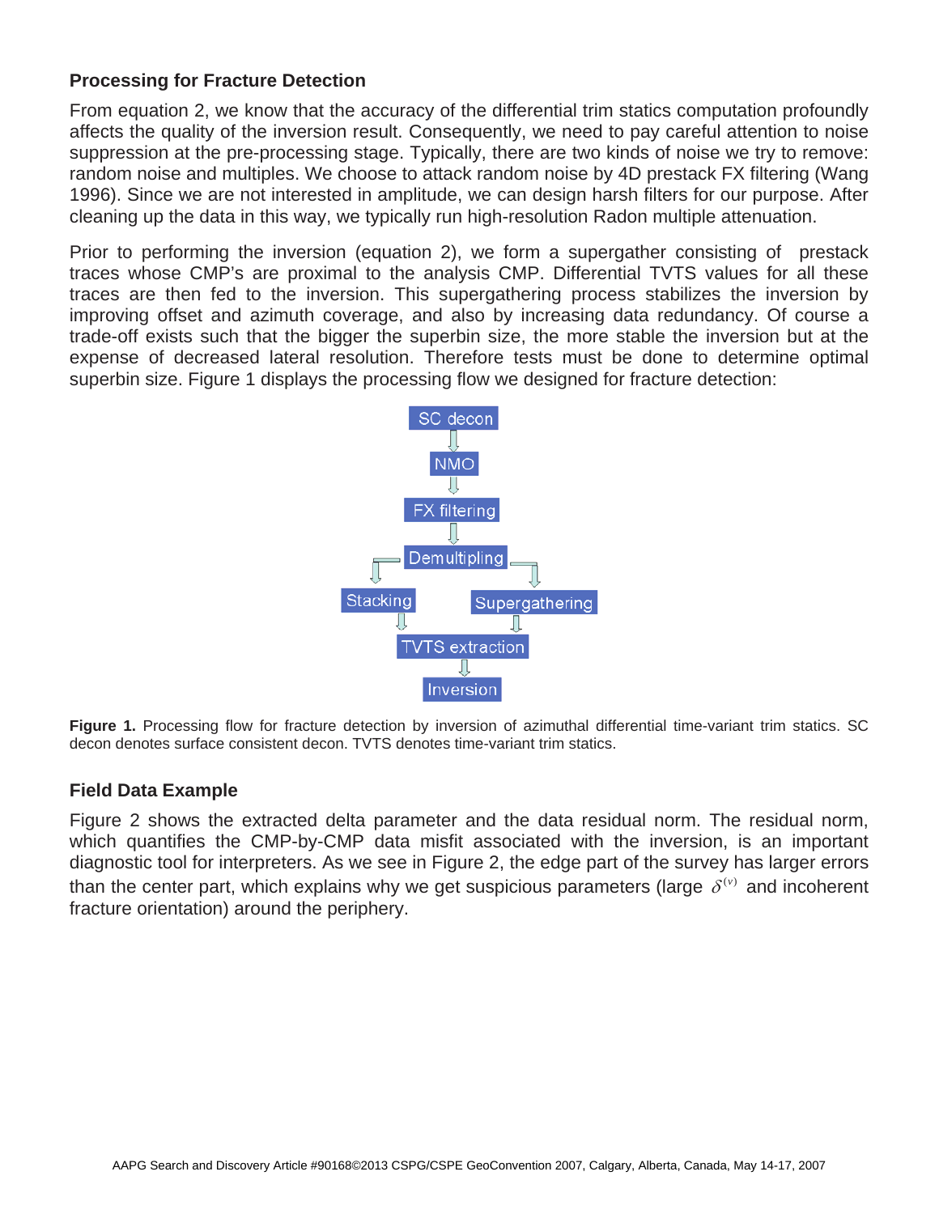### Processing for Fracture Detection

From equation 2, we know that the accuracy of the differential trim statics computation profoundly affects the quality of the inversion result. Consequently, we need to pay careful attention to noise suppression at the pre-processing stage. Typically, there are two kinds of noise we try to remove: random noise and multiples. We choose to attack random noise by 4D prestack FX filtering (Wang 1996). Since we are not interested in amplitude, we can design harsh filters for our purpose. After cleaning up the data in this way, we typically run high-resolution Radon multiple attenuation.

Prior to performing the inversion (equation 2), we form a supergather consisting of prestack traces whose CMP's are proximal to the analysis CMP. Differential TVTS values for all these traces are then fed to the inversion. This supergathering process stabilizes the inversion by improving offset and azimuth coverage, and also by increasing data redundancy. Of course a trade-off exists such that the bigger the superbin size, the more stable the inversion but at the expense of decreased lateral resolution. Therefore tests must be done to determine optimal superbin size. Figure 1 displays the processing flow we designed for fracture detection:

```
                SC decon
                   ↓
                  NMO
                   ↓
              FX filtering
                   ↓
          ┌── Demultipling ──┐
          ↓                  ↓
       Stacking        Supergathering
          ↓                  ↓
             TVTS extraction
                   ↓
               Inversion
```

**Figure 1.** Processing flow for fracture detection by inversion of azimuthal differential time-variant trim statics. SC decon denotes surface consistent decon. TVTS denotes time-variant trim statics.

### Field Data Example

Figure 2 shows the extracted delta parameter and the data residual norm. The residual norm, which quantifies the CMP-by-CMP data misfit associated with the inversion, is an important diagnostic tool for interpreters. As we see in Figure 2, the edge part of the survey has larger errors than the center part, which explains why we get suspicious parameters (large $\delta^{(v)}$ and incoherent fracture orientation) around the periphery.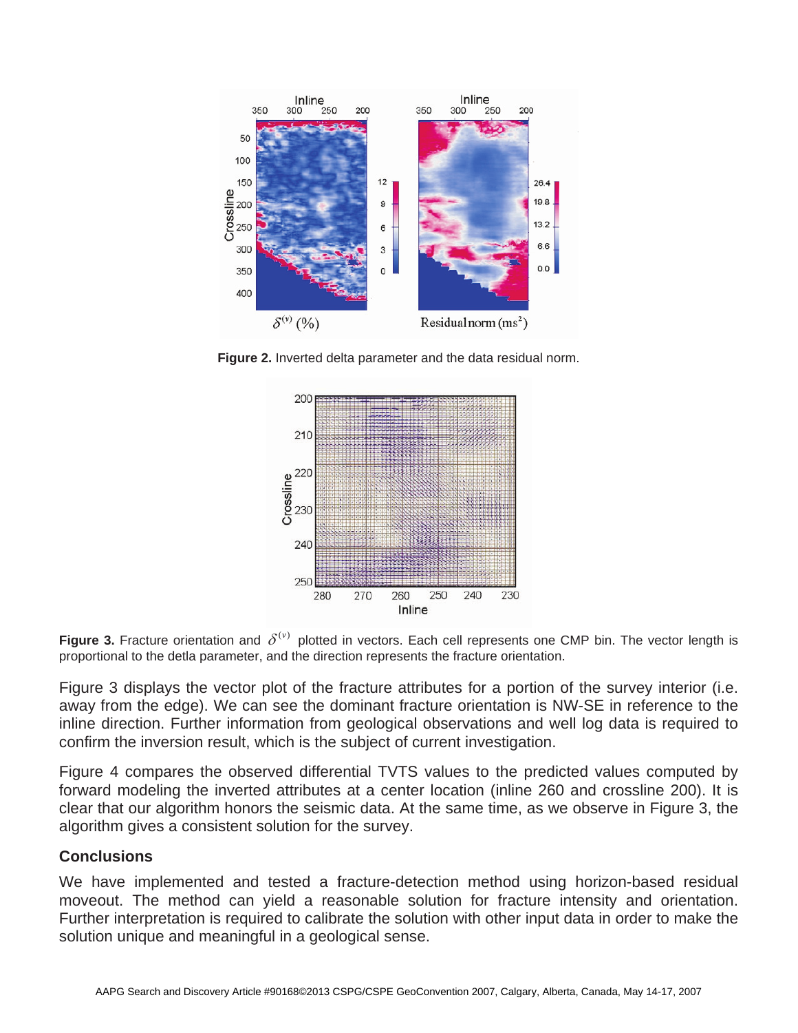**Figure 2.** Inverted delta parameter and the data residual norm.

**Figure 3.** Fracture orientation and $\delta^{(v)}$ plotted in vectors. Each cell represents one CMP bin. The vector length is proportional to the detla parameter, and the direction represents the fracture orientation.

Figure 3 displays the vector plot of the fracture attributes for a portion of the survey interior (i.e. away from the edge). We can see the dominant fracture orientation is NW-SE in reference to the inline direction. Further information from geological observations and well log data is required to confirm the inversion result, which is the subject of current investigation.

Figure 4 compares the observed differential TVTS values to the predicted values computed by forward modeling the inverted attributes at a center location (inline 260 and crossline 200). It is clear that our algorithm honors the seismic data. At the same time, as we observe in Figure 3, the algorithm gives a consistent solution for the survey.

## Conclusions

We have implemented and tested a fracture-detection method using horizon-based residual moveout. The method can yield a reasonable solution for fracture intensity and orientation. Further interpretation is required to calibrate the solution with other input data in order to make the solution unique and meaningful in a geological sense.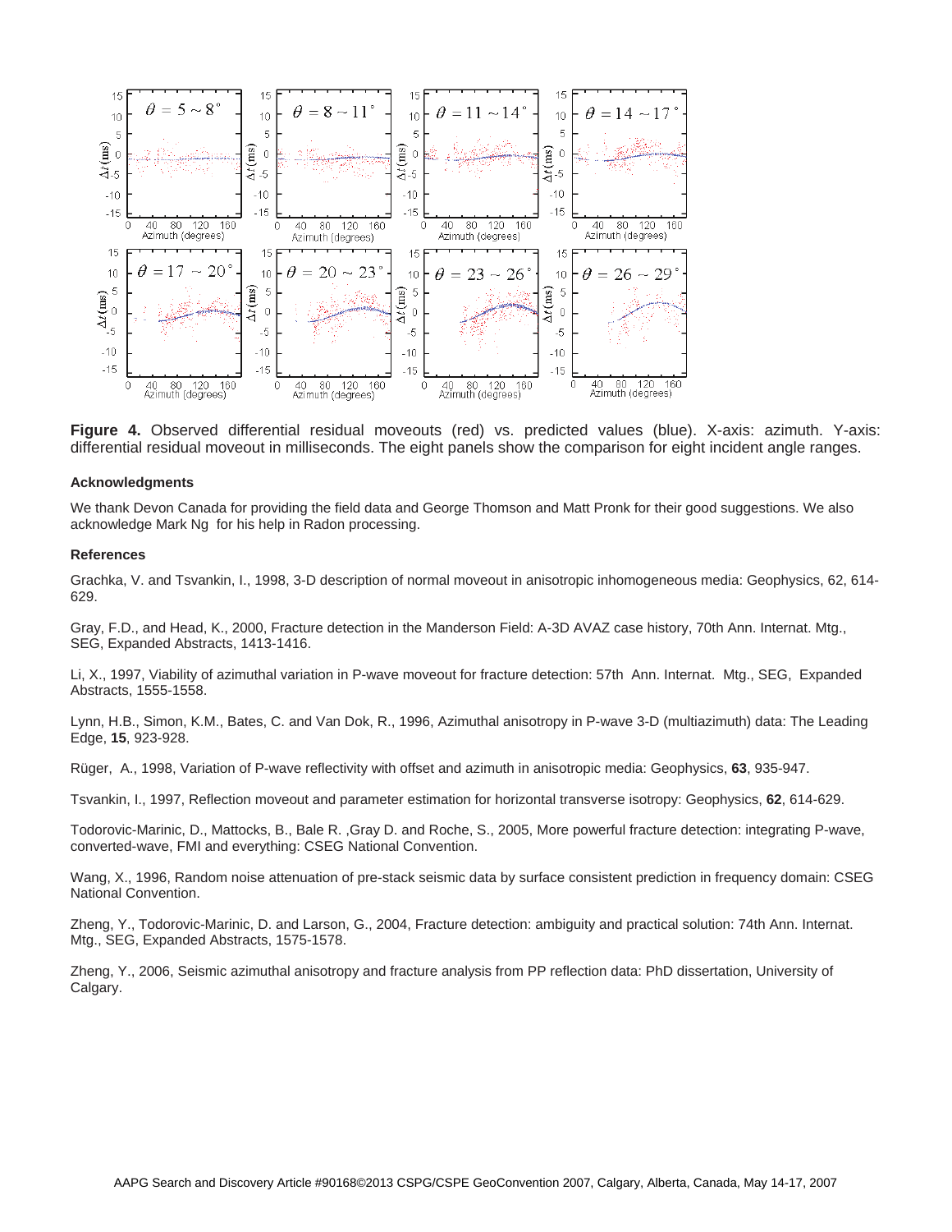$\theta = 5 \sim 8°$

$\theta = 8 \sim 11°$

$\theta = 11 \sim 14°$

$\theta = 14 \sim 17°$

$\theta = 17 \sim 20°$

$\theta = 20 \sim 23°$

$\theta = 23 \sim 26°$

$\theta = 26 \sim 29°$

$\Delta t$ (ms)

15
10
5
0
-5
-10
-15

0 40 80 120 160
Azimuth (degrees)

**Figure 4.** Observed differential residual moveouts (red) vs. predicted values (blue). X-axis: azimuth. Y-axis: differential residual moveout in milliseconds. The eight panels show the comparison for eight incident angle ranges.

### Acknowledgments

We thank Devon Canada for providing the field data and George Thomson and Matt Pronk for their good suggestions. We also acknowledge Mark Ng for his help in Radon processing.

### References

Grachka, V. and Tsvankin, I., 1998, 3-D description of normal moveout in anisotropic inhomogeneous media: Geophysics, 62, 614-629.

Gray, F.D., and Head, K., 2000, Fracture detection in the Manderson Field: A-3D AVAZ case history, 70th Ann. Internat. Mtg., SEG, Expanded Abstracts, 1413-1416.

Li, X., 1997, Viability of azimuthal variation in P-wave moveout for fracture detection: 57th Ann. Internat. Mtg., SEG, Expanded Abstracts, 1555-1558.

Lynn, H.B., Simon, K.M., Bates, C. and Van Dok, R., 1996, Azimuthal anisotropy in P-wave 3-D (multiazimuth) data: The Leading Edge, **15**, 923-928.

Rüger, A., 1998, Variation of P-wave reflectivity with offset and azimuth in anisotropic media: Geophysics, **63**, 935-947.

Tsvankin, I., 1997, Reflection moveout and parameter estimation for horizontal transverse isotropy: Geophysics, **62**, 614-629.

Todorovic-Marinic, D., Mattocks, B., Bale R. ,Gray D. and Roche, S., 2005, More powerful fracture detection: integrating P-wave, converted-wave, FMI and everything: CSEG National Convention.

Wang, X., 1996, Random noise attenuation of pre-stack seismic data by surface consistent prediction in frequency domain: CSEG National Convention.

Zheng, Y., Todorovic-Marinic, D. and Larson, G., 2004, Fracture detection: ambiguity and practical solution: 74th Ann. Internat. Mtg., SEG, Expanded Abstracts, 1575-1578.

Zheng, Y., 2006, Seismic azimuthal anisotropy and fracture analysis from PP reflection data: PhD dissertation, University of Calgary.